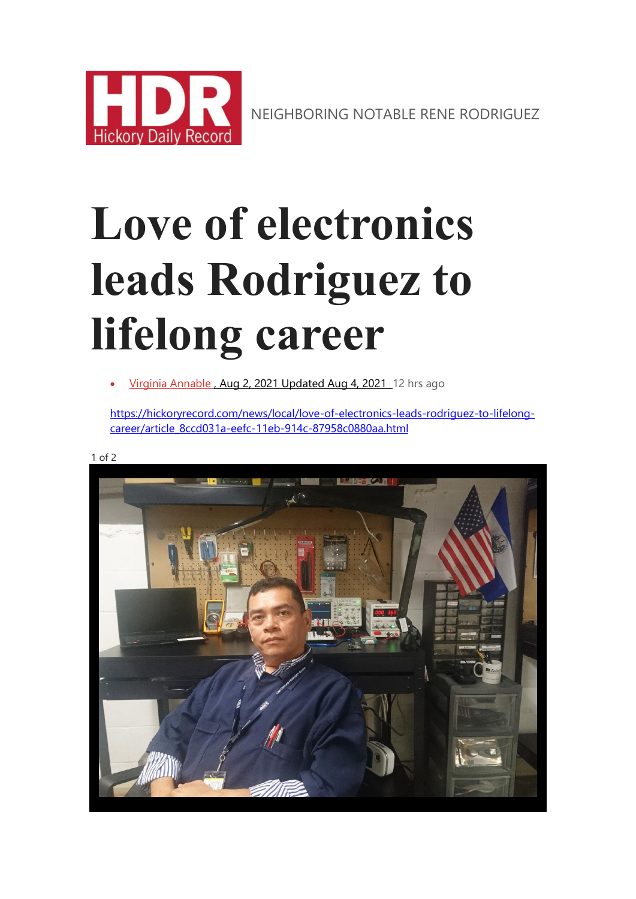NEIGHBORING NOTABLE RENE RODRIGUEZ

# Love of electronics leads Rodriguez to lifelong career

- Virginia Annable , Aug 2, 2021 Updated Aug 4, 2021 12 hrs ago

https://hickoryrecord.com/news/local/love-of-electronics-leads-rodriguez-to-lifelong-career/article_8ccd031a-eefc-11eb-914c-87958c0880aa.html

1 of 2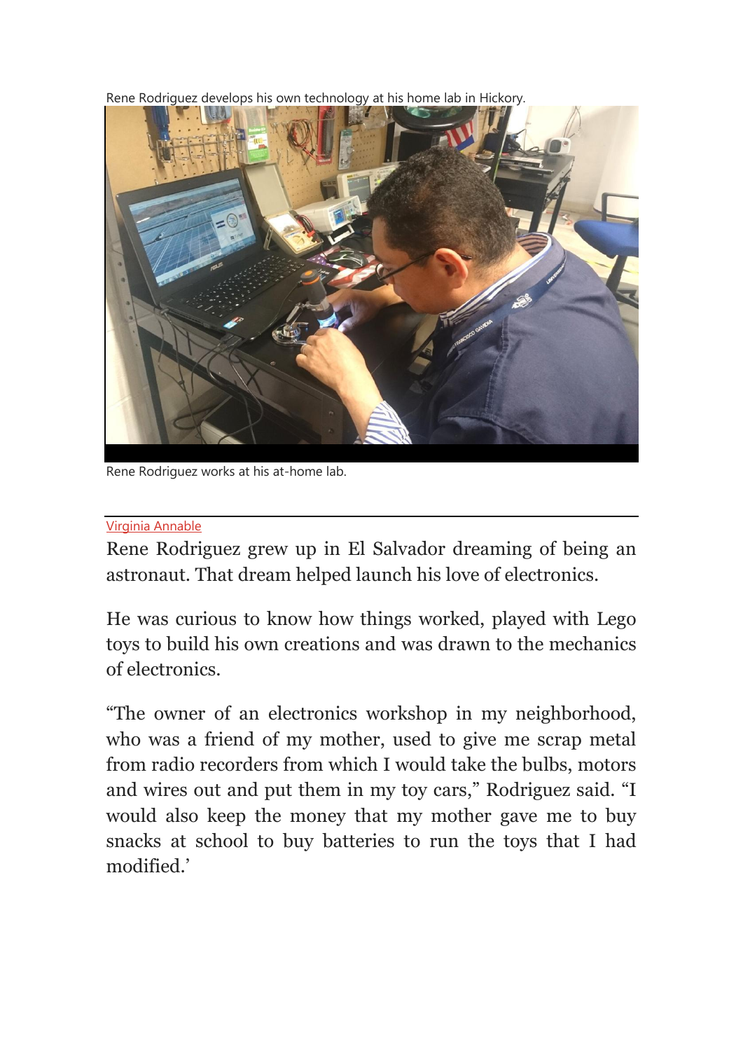Rene Rodriguez develops his own technology at his home lab in Hickory.

Rene Rodriguez works at his at-home lab.

Virginia Annable

Rene Rodriguez grew up in El Salvador dreaming of being an astronaut. That dream helped launch his love of electronics.

He was curious to know how things worked, played with Lego toys to build his own creations and was drawn to the mechanics of electronics.

"The owner of an electronics workshop in my neighborhood, who was a friend of my mother, used to give me scrap metal from radio recorders from which I would take the bulbs, motors and wires out and put them in my toy cars," Rodriguez said. "I would also keep the money that my mother gave me to buy snacks at school to buy batteries to run the toys that I had modified.'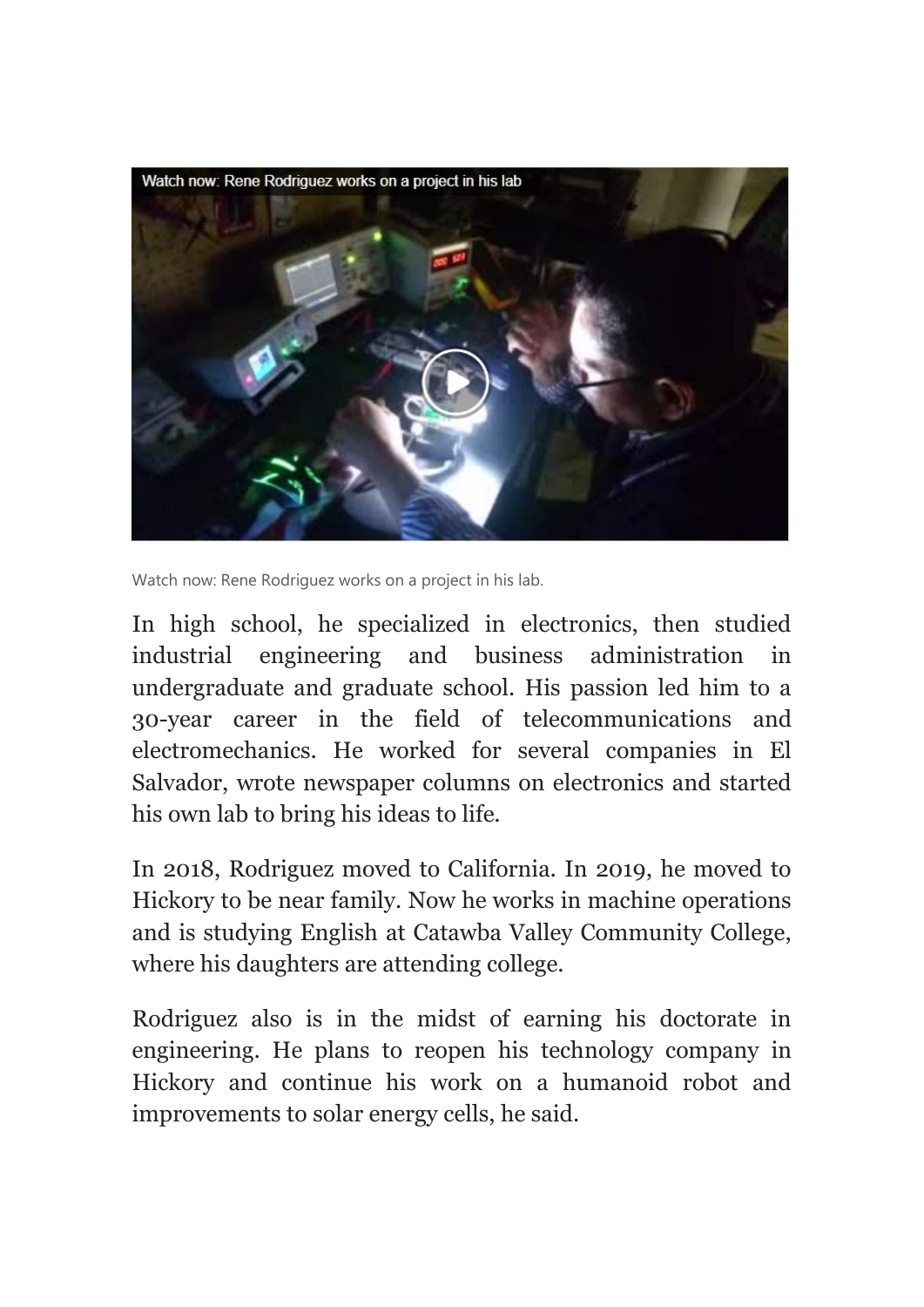Watch now: Rene Rodriguez works on a project in his lab.

In high school, he specialized in electronics, then studied industrial engineering and business administration in undergraduate and graduate school. His passion led him to a 30-year career in the field of telecommunications and electromechanics. He worked for several companies in El Salvador, wrote newspaper columns on electronics and started his own lab to bring his ideas to life.

In 2018, Rodriguez moved to California. In 2019, he moved to Hickory to be near family. Now he works in machine operations and is studying English at Catawba Valley Community College, where his daughters are attending college.

Rodriguez also is in the midst of earning his doctorate in engineering. He plans to reopen his technology company in Hickory and continue his work on a humanoid robot and improvements to solar energy cells, he said.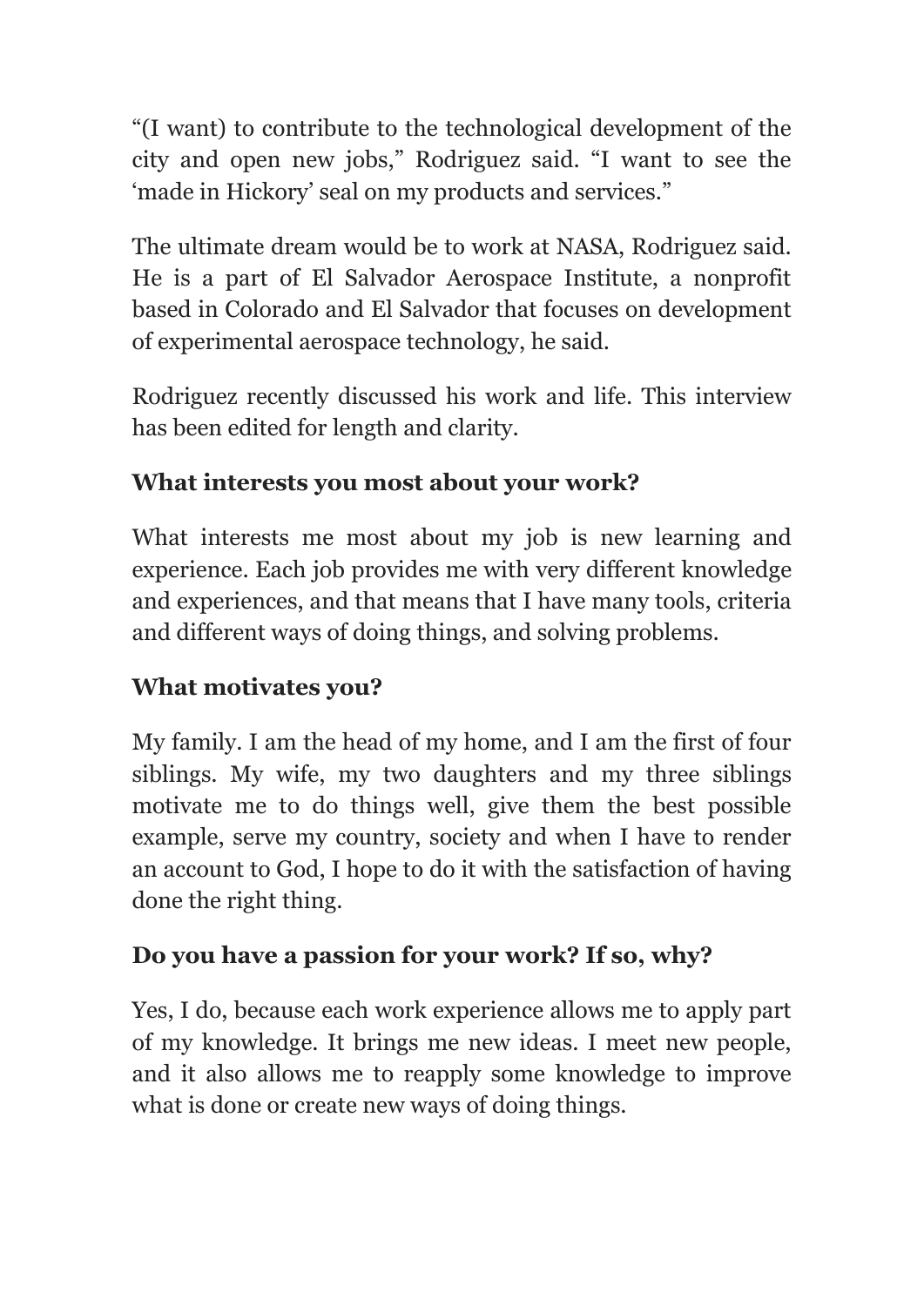"(I want) to contribute to the technological development of the city and open new jobs," Rodriguez said. "I want to see the 'made in Hickory' seal on my products and services."

The ultimate dream would be to work at NASA, Rodriguez said. He is a part of El Salvador Aerospace Institute, a nonprofit based in Colorado and El Salvador that focuses on development of experimental aerospace technology, he said.

Rodriguez recently discussed his work and life. This interview has been edited for length and clarity.

**What interests you most about your work?**

What interests me most about my job is new learning and experience. Each job provides me with very different knowledge and experiences, and that means that I have many tools, criteria and different ways of doing things, and solving problems.

**What motivates you?**

My family. I am the head of my home, and I am the first of four siblings. My wife, my two daughters and my three siblings motivate me to do things well, give them the best possible example, serve my country, society and when I have to render an account to God, I hope to do it with the satisfaction of having done the right thing.

**Do you have a passion for your work? If so, why?**

Yes, I do, because each work experience allows me to apply part of my knowledge. It brings me new ideas. I meet new people, and it also allows me to reapply some knowledge to improve what is done or create new ways of doing things.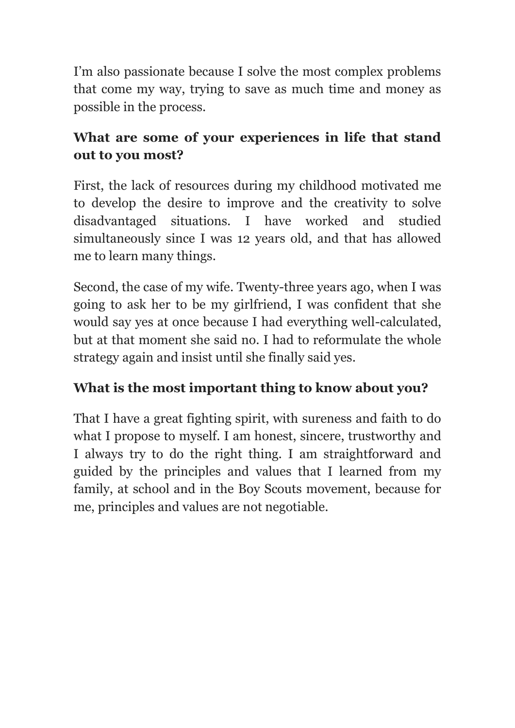I'm also passionate because I solve the most complex problems that come my way, trying to save as much time and money as possible in the process.

**What are some of your experiences in life that stand out to you most?**

First, the lack of resources during my childhood motivated me to develop the desire to improve and the creativity to solve disadvantaged situations. I have worked and studied simultaneously since I was 12 years old, and that has allowed me to learn many things.

Second, the case of my wife. Twenty-three years ago, when I was going to ask her to be my girlfriend, I was confident that she would say yes at once because I had everything well-calculated, but at that moment she said no. I had to reformulate the whole strategy again and insist until she finally said yes.

**What is the most important thing to know about you?**

That I have a great fighting spirit, with sureness and faith to do what I propose to myself. I am honest, sincere, trustworthy and I always try to do the right thing. I am straightforward and guided by the principles and values that I learned from my family, at school and in the Boy Scouts movement, because for me, principles and values are not negotiable.